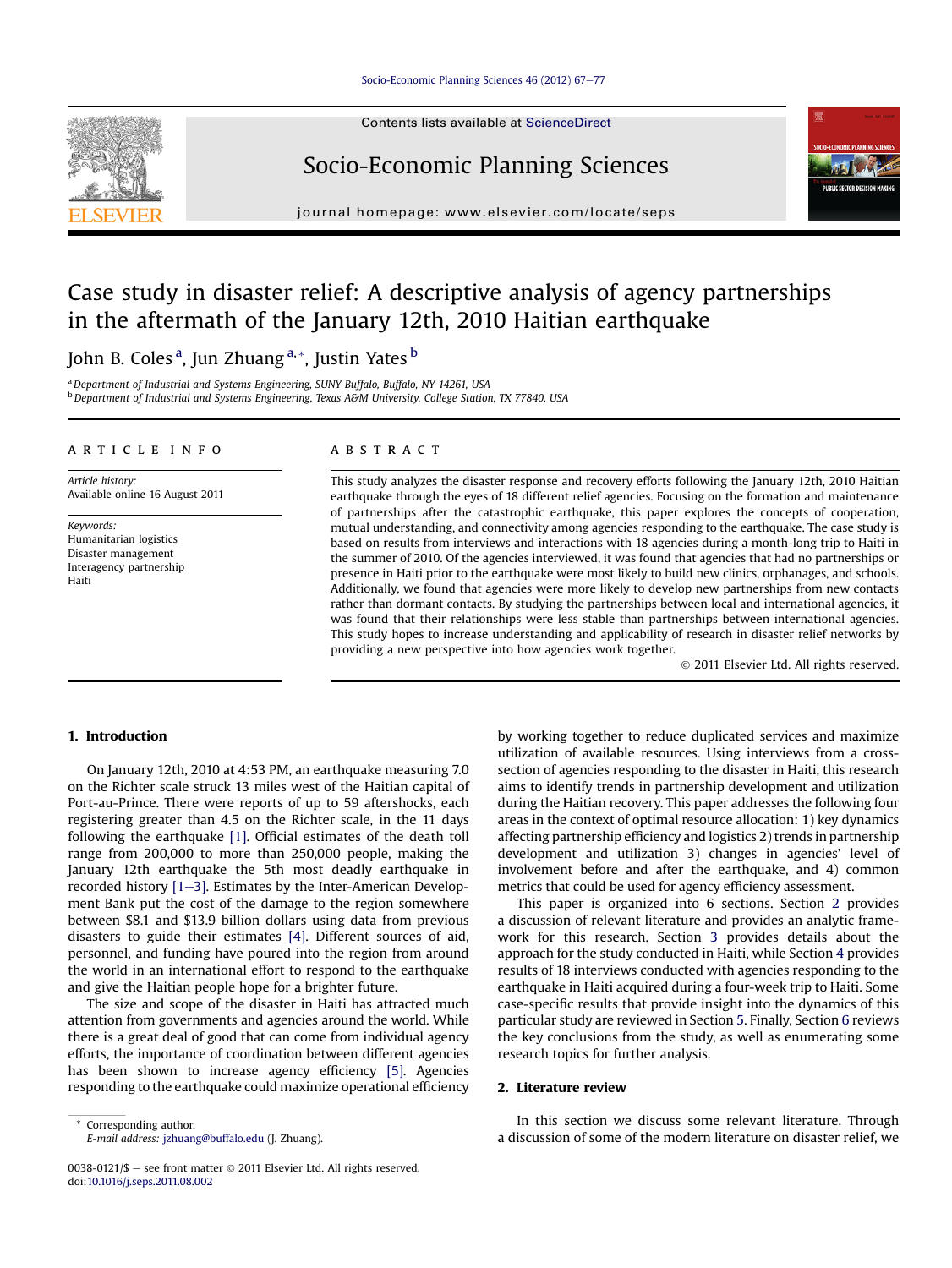# Case study in disaster relief: A descriptive analysis of agency partnerships in the aftermath of the January 12th, 2010 Haitian earthquake

John B. Coles [a], Jun Zhuang [a,*], Justin Yates [b]

[a] Department of Industrial and Systems Engineering, SUNY Buffalo, Buffalo, NY 14261, USA
[b] Department of Industrial and Systems Engineering, Texas A&M University, College Station, TX 77840, USA

**ARTICLE INFO**

*Article history:*
Available online 16 August 2011

*Keywords:*
Humanitarian logistics
Disaster management
Interagency partnership
Haiti

**ABSTRACT**

This study analyzes the disaster response and recovery efforts following the January 12th, 2010 Haitian earthquake through the eyes of 18 different relief agencies. Focusing on the formation and maintenance of partnerships after the catastrophic earthquake, this paper explores the concepts of cooperation, mutual understanding, and connectivity among agencies responding to the earthquake. The case study is based on results from interviews and interactions with 18 agencies during a month-long trip to Haiti in the summer of 2010. Of the agencies interviewed, it was found that agencies that had no partnerships or presence in Haiti prior to the earthquake were most likely to build new clinics, orphanages, and schools. Additionally, we found that agencies were more likely to develop new partnerships from new contacts rather than dormant contacts. By studying the partnerships between local and international agencies, it was found that their relationships were less stable than partnerships between international agencies. This study hopes to increase understanding and applicability of research in disaster relief networks by providing a new perspective into how agencies work together.

© 2011 Elsevier Ltd. All rights reserved.

## 1. Introduction

On January 12th, 2010 at 4:53 PM, an earthquake measuring 7.0 on the Richter scale struck 13 miles west of the Haitian capital of Port-au-Prince. There were reports of up to 59 aftershocks, each registering greater than 4.5 on the Richter scale, in the 11 days following the earthquake [1]. Official estimates of the death toll range from 200,000 to more than 250,000 people, making the January 12th earthquake the 5th most deadly earthquake in recorded history [1–3]. Estimates by the Inter-American Development Bank put the cost of the damage to the region somewhere between \$8.1 and \$13.9 billion dollars using data from previous disasters to guide their estimates [4]. Different sources of aid, personnel, and funding have poured into the region from around the world in an international effort to respond to the earthquake and give the Haitian people hope for a brighter future.

The size and scope of the disaster in Haiti has attracted much attention from governments and agencies around the world. While there is a great deal of good that can come from individual agency efforts, the importance of coordination between different agencies has been shown to increase agency efficiency [5]. Agencies responding to the earthquake could maximize operational efficiency by working together to reduce duplicated services and maximize utilization of available resources. Using interviews from a cross-section of agencies responding to the disaster in Haiti, this research aims to identify trends in partnership development and utilization during the Haitian recovery. This paper addresses the following four areas in the context of optimal resource allocation: 1) key dynamics affecting partnership efficiency and logistics 2) trends in partnership development and utilization 3) changes in agencies' level of involvement before and after the earthquake, and 4) common metrics that could be used for agency efficiency assessment.

This paper is organized into 6 sections. Section 2 provides a discussion of relevant literature and provides an analytic framework for this research. Section 3 provides details about the approach for the study conducted in Haiti, while Section 4 provides results of 18 interviews conducted with agencies responding to the earthquake in Haiti acquired during a four-week trip to Haiti. Some case-specific results that provide insight into the dynamics of this particular study are reviewed in Section 5. Finally, Section 6 reviews the key conclusions from the study, as well as enumerating some research topics for further analysis.

## 2. Literature review

In this section we discuss some relevant literature. Through a discussion of some of the modern literature on disaster relief, we

\* Corresponding author.
E-mail address: jzhuang@buffalo.edu (J. Zhuang).

0038-0121/\$ – see front matter © 2011 Elsevier Ltd. All rights reserved.
doi:10.1016/j.seps.2011.08.002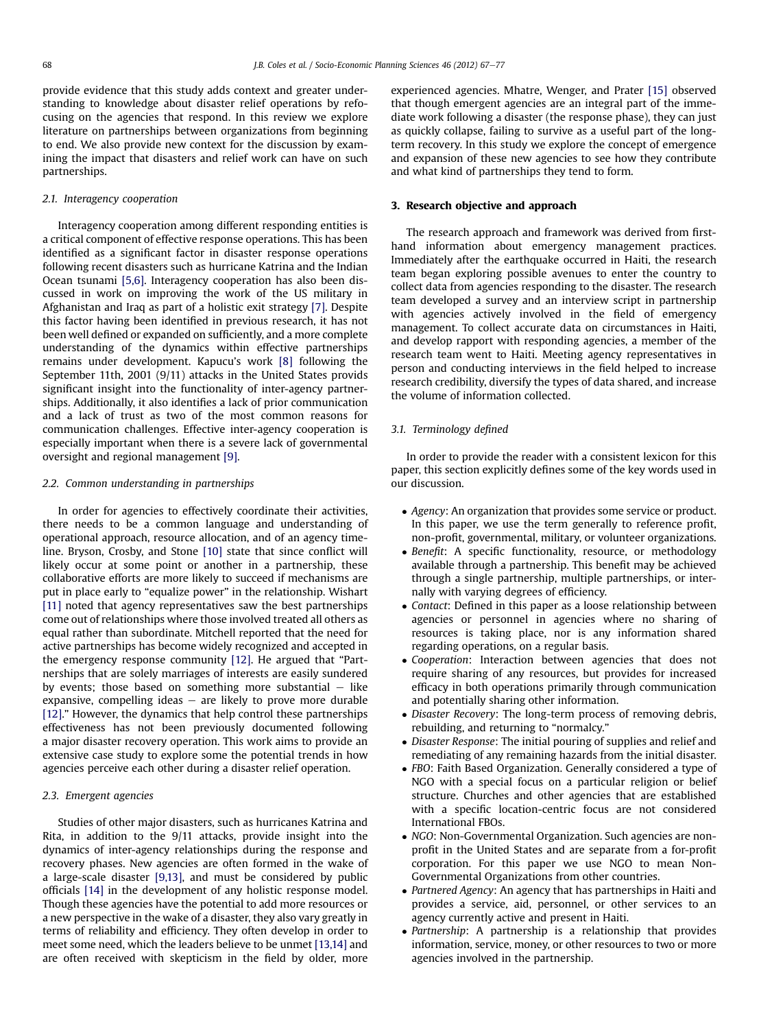provide evidence that this study adds context and greater understanding to knowledge about disaster relief operations by refocusing on the agencies that respond. In this review we explore literature on partnerships between organizations from beginning to end. We also provide new context for the discussion by examining the impact that disasters and relief work can have on such partnerships.

### 2.1. Interagency cooperation

Interagency cooperation among different responding entities is a critical component of effective response operations. This has been identified as a significant factor in disaster response operations following recent disasters such as hurricane Katrina and the Indian Ocean tsunami [5,6]. Interagency cooperation has also been discussed in work on improving the work of the US military in Afghanistan and Iraq as part of a holistic exit strategy [7]. Despite this factor having been identified in previous research, it has not been well defined or expanded on sufficiently, and a more complete understanding of the dynamics within effective partnerships remains under development. Kapucu's work [8] following the September 11th, 2001 (9/11) attacks in the United States provids significant insight into the functionality of inter-agency partnerships. Additionally, it also identifies a lack of prior communication and a lack of trust as two of the most common reasons for communication challenges. Effective inter-agency cooperation is especially important when there is a severe lack of governmental oversight and regional management [9].

### 2.2. Common understanding in partnerships

In order for agencies to effectively coordinate their activities, there needs to be a common language and understanding of operational approach, resource allocation, and of an agency timeline. Bryson, Crosby, and Stone [10] state that since conflict will likely occur at some point or another in a partnership, these collaborative efforts are more likely to succeed if mechanisms are put in place early to "equalize power" in the relationship. Wishart [11] noted that agency representatives saw the best partnerships come out of relationships where those involved treated all others as equal rather than subordinate. Mitchell reported that the need for active partnerships has become widely recognized and accepted in the emergency response community [12]. He argued that "Partnerships that are solely marriages of interests are easily sundered by events; those based on something more substantial – like expansive, compelling ideas – are likely to prove more durable [12]." However, the dynamics that help control these partnerships effectiveness has not been previously documented following a major disaster recovery operation. This work aims to provide an extensive case study to explore some the potential trends in how agencies perceive each other during a disaster relief operation.

### 2.3. Emergent agencies

Studies of other major disasters, such as hurricanes Katrina and Rita, in addition to the 9/11 attacks, provide insight into the dynamics of inter-agency relationships during the response and recovery phases. New agencies are often formed in the wake of a large-scale disaster [9,13], and must be considered by public officials [14] in the development of any holistic response model. Though these agencies have the potential to add more resources or a new perspective in the wake of a disaster, they also vary greatly in terms of reliability and efficiency. They often develop in order to meet some need, which the leaders believe to be unmet [13,14] and are often received with skepticism in the field by older, more experienced agencies. Mhatre, Wenger, and Prater [15] observed that though emergent agencies are an integral part of the immediate work following a disaster (the response phase), they can just as quickly collapse, failing to survive as a useful part of the long-term recovery. In this study we explore the concept of emergence and expansion of these new agencies to see how they contribute and what kind of partnerships they tend to form.

## 3. Research objective and approach

The research approach and framework was derived from first-hand information about emergency management practices. Immediately after the earthquake occurred in Haiti, the research team began exploring possible avenues to enter the country to collect data from agencies responding to the disaster. The research team developed a survey and an interview script in partnership with agencies actively involved in the field of emergency management. To collect accurate data on circumstances in Haiti, and develop rapport with responding agencies, a member of the research team went to Haiti. Meeting agency representatives in person and conducting interviews in the field helped to increase research credibility, diversify the types of data shared, and increase the volume of information collected.

### 3.1. Terminology defined

In order to provide the reader with a consistent lexicon for this paper, this section explicitly defines some of the key words used in our discussion.

- *Agency*: An organization that provides some service or product. In this paper, we use the term generally to reference profit, non-profit, governmental, military, or volunteer organizations.
- *Benefit*: A specific functionality, resource, or methodology available through a partnership. This benefit may be achieved through a single partnership, multiple partnerships, or internally with varying degrees of efficiency.
- *Contact*: Defined in this paper as a loose relationship between agencies or personnel in agencies where no sharing of resources is taking place, nor is any information shared regarding operations, on a regular basis.
- *Cooperation*: Interaction between agencies that does not require sharing of any resources, but provides for increased efficacy in both operations primarily through communication and potentially sharing other information.
- *Disaster Recovery*: The long-term process of removing debris, rebuilding, and returning to "normalcy."
- *Disaster Response*: The initial pouring of supplies and relief and remediating of any remaining hazards from the initial disaster.
- *FBO*: Faith Based Organization. Generally considered a type of NGO with a special focus on a particular religion or belief structure. Churches and other agencies that are established with a specific location-centric focus are not considered International FBOs.
- *NGO*: Non-Governmental Organization. Such agencies are non-profit in the United States and are separate from a for-profit corporation. For this paper we use NGO to mean Non-Governmental Organizations from other countries.
- *Partnered Agency*: An agency that has partnerships in Haiti and provides a service, aid, personnel, or other services to an agency currently active and present in Haiti.
- *Partnership*: A partnership is a relationship that provides information, service, money, or other resources to two or more agencies involved in the partnership.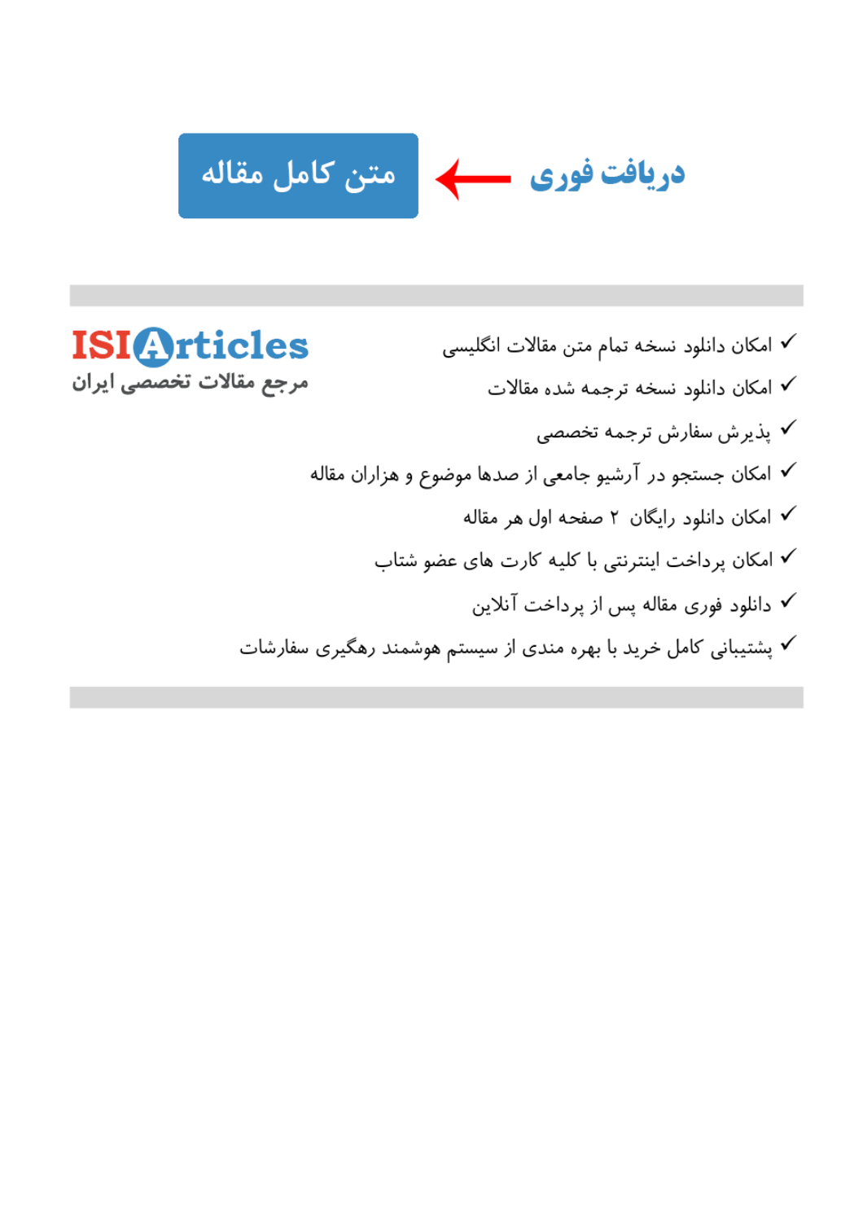دریافت فوری ← متن کامل مقاله

ISIArticles
مرجع مقالات تخصصی ایران

- ✓ امکان دانلود نسخه تمام متن مقالات انگلیسی
- ✓ امکان دانلود نسخه ترجمه شده مقالات
- ✓ پذیرش سفارش ترجمه تخصصی
- ✓ امکان جستجو در آرشیو جامعی از صدها موضوع و هزاران مقاله
- ✓ امکان دانلود رایگان ۲ صفحه اول هر مقاله
- ✓ امکان پرداخت اینترنتی با کلیه کارت های عضو شتاب
- ✓ دانلود فوری مقاله پس از پرداخت آنلاین
- ✓ پشتیبانی کامل خرید با بهره مندی از سیستم هوشمند رهگیری سفارشات